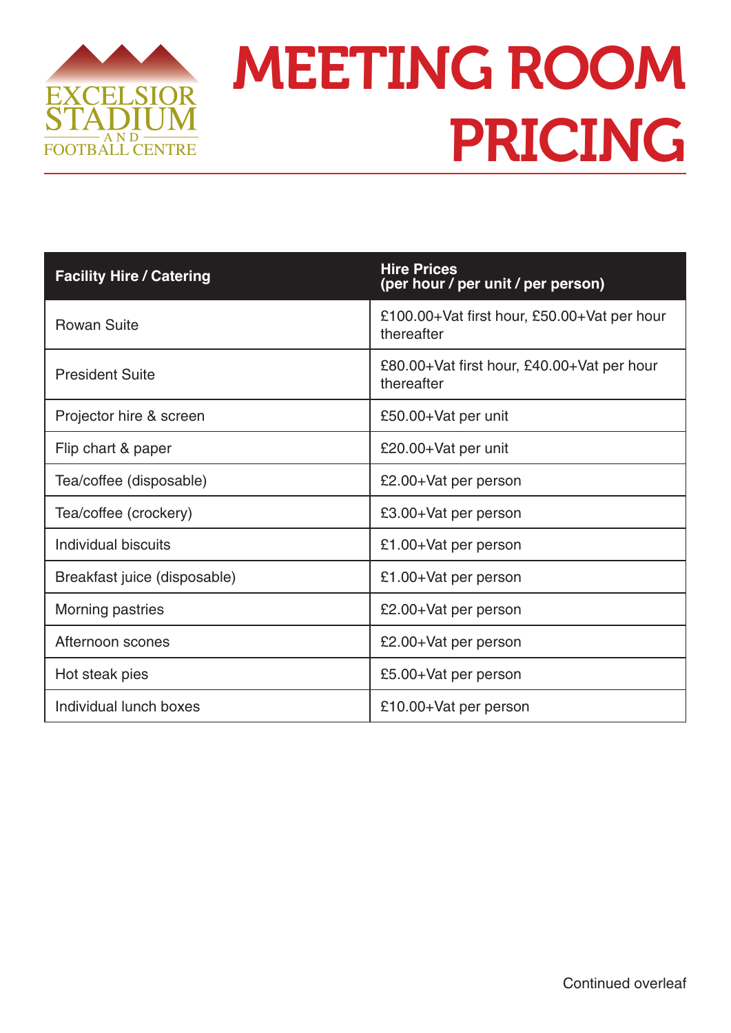EXCELSIOR STADIUM AND FOOTBALL CENTRE

# MEETING ROOM PRICING

| Facility Hire / Catering | Hire Prices (per hour / per unit / per person) |
|---|---|
| Rowan Suite | £100.00+Vat first hour, £50.00+Vat per hour thereafter |
| President Suite | £80.00+Vat first hour, £40.00+Vat per hour thereafter |
| Projector hire & screen | £50.00+Vat per unit |
| Flip chart & paper | £20.00+Vat per unit |
| Tea/coffee (disposable) | £2.00+Vat per person |
| Tea/coffee (crockery) | £3.00+Vat per person |
| Individual biscuits | £1.00+Vat per person |
| Breakfast juice (disposable) | £1.00+Vat per person |
| Morning pastries | £2.00+Vat per person |
| Afternoon scones | £2.00+Vat per person |
| Hot steak pies | £5.00+Vat per person |
| Individual lunch boxes | £10.00+Vat per person |

Continued overleaf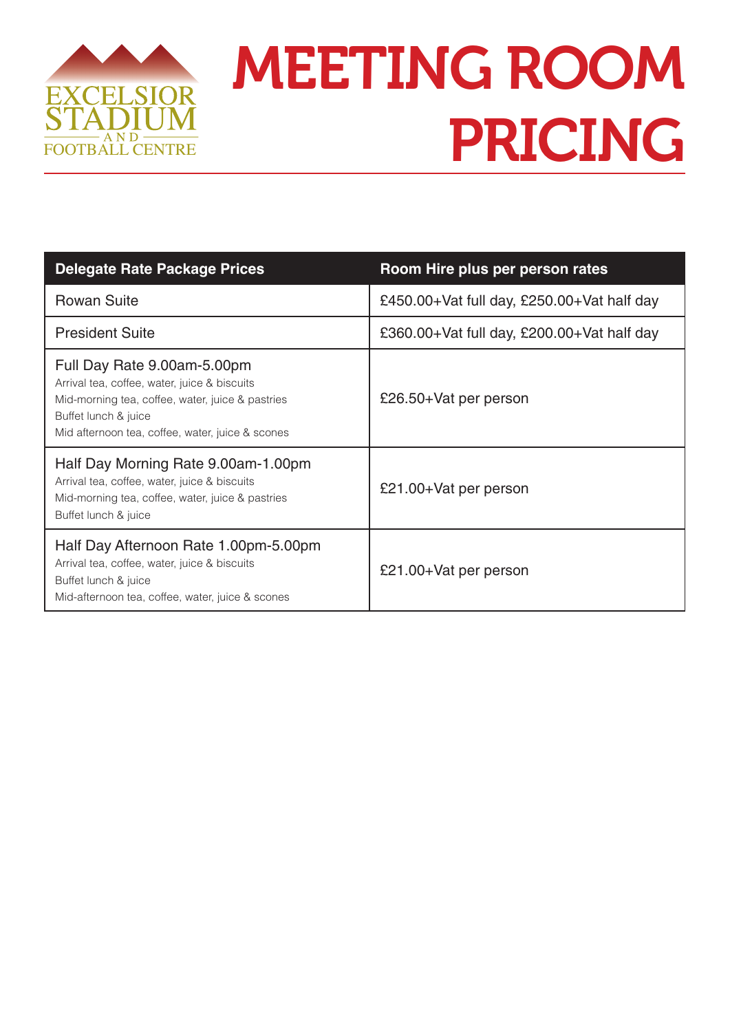EXCELSIOR STADIUM AND FOOTBALL CENTRE

# MEETING ROOM PRICING

| Delegate Rate Package Prices | Room Hire plus per person rates |
| --- | --- |
| Rowan Suite | £450.00+Vat full day, £250.00+Vat half day |
| President Suite | £360.00+Vat full day, £200.00+Vat half day |
| Full Day Rate 9.00am-5.00pm<br>Arrival tea, coffee, water, juice & biscuits<br>Mid-morning tea, coffee, water, juice & pastries<br>Buffet lunch & juice<br>Mid afternoon tea, coffee, water, juice & scones | £26.50+Vat per person |
| Half Day Morning Rate 9.00am-1.00pm<br>Arrival tea, coffee, water, juice & biscuits<br>Mid-morning tea, coffee, water, juice & pastries<br>Buffet lunch & juice | £21.00+Vat per person |
| Half Day Afternoon Rate 1.00pm-5.00pm<br>Arrival tea, coffee, water, juice & biscuits<br>Buffet lunch & juice<br>Mid-afternoon tea, coffee, water, juice & scones | £21.00+Vat per person |